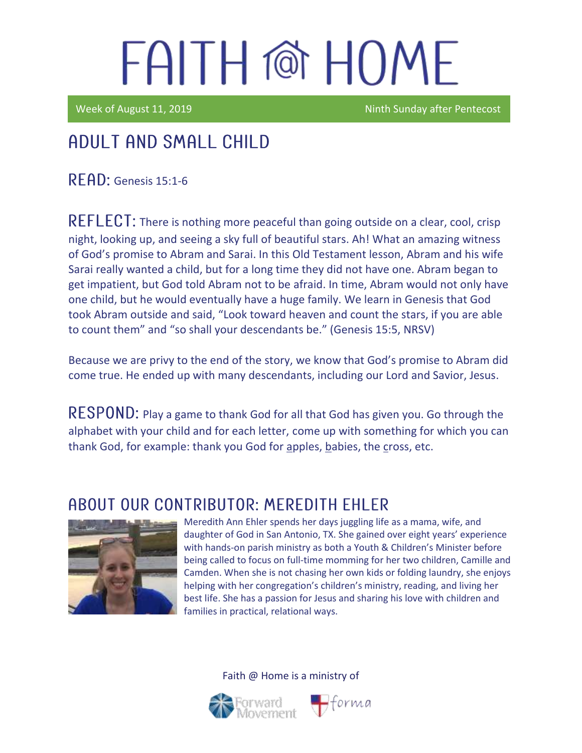# FAITH @ HOME

Week of August 11, 2019 Ninth Sunday after Pentecost

## ADULT AND SMALL CHILD

**READ:** Genesis 15:1-6

**REFLECT:** There is nothing more peaceful than going outside on a clear, cool, crisp night, looking up, and seeing a sky full of beautiful stars. Ah! What an amazing witness of God's promise to Abram and Sarai. In this Old Testament lesson, Abram and his wife Sarai really wanted a child, but for a long time they did not have one. Abram began to get impatient, but God told Abram not to be afraid. In time, Abram would not only have one child, but he would eventually have a huge family. We learn in Genesis that God took Abram outside and said, "Look toward heaven and count the stars, if you are able to count them" and "so shall your descendants be." (Genesis 15:5, NRSV)

Because we are privy to the end of the story, we know that God's promise to Abram did come true. He ended up with many descendants, including our Lord and Savior, Jesus.

**RESPOND:** Play a game to thank God for all that God has given you. Go through the alphabet with your child and for each letter, come up with something for which you can thank God, for example: thank you God for apples, babies, the cross, etc.

## ABOUT OUR CONTRIBUTOR: MEREDITH EHLER

Meredith Ann Ehler spends her days juggling life as a mama, wife, and daughter of God in San Antonio, TX. She gained over eight years' experience with hands-on parish ministry as both a Youth & Children's Minister before being called to focus on full-time momming for her two children, Camille and Camden. When she is not chasing her own kids or folding laundry, she enjoys helping with her congregation's children's ministry, reading, and living her best life. She has a passion for Jesus and sharing his love with children and families in practical, relational ways.

Faith @ Home is a ministry of

Forward Movement forma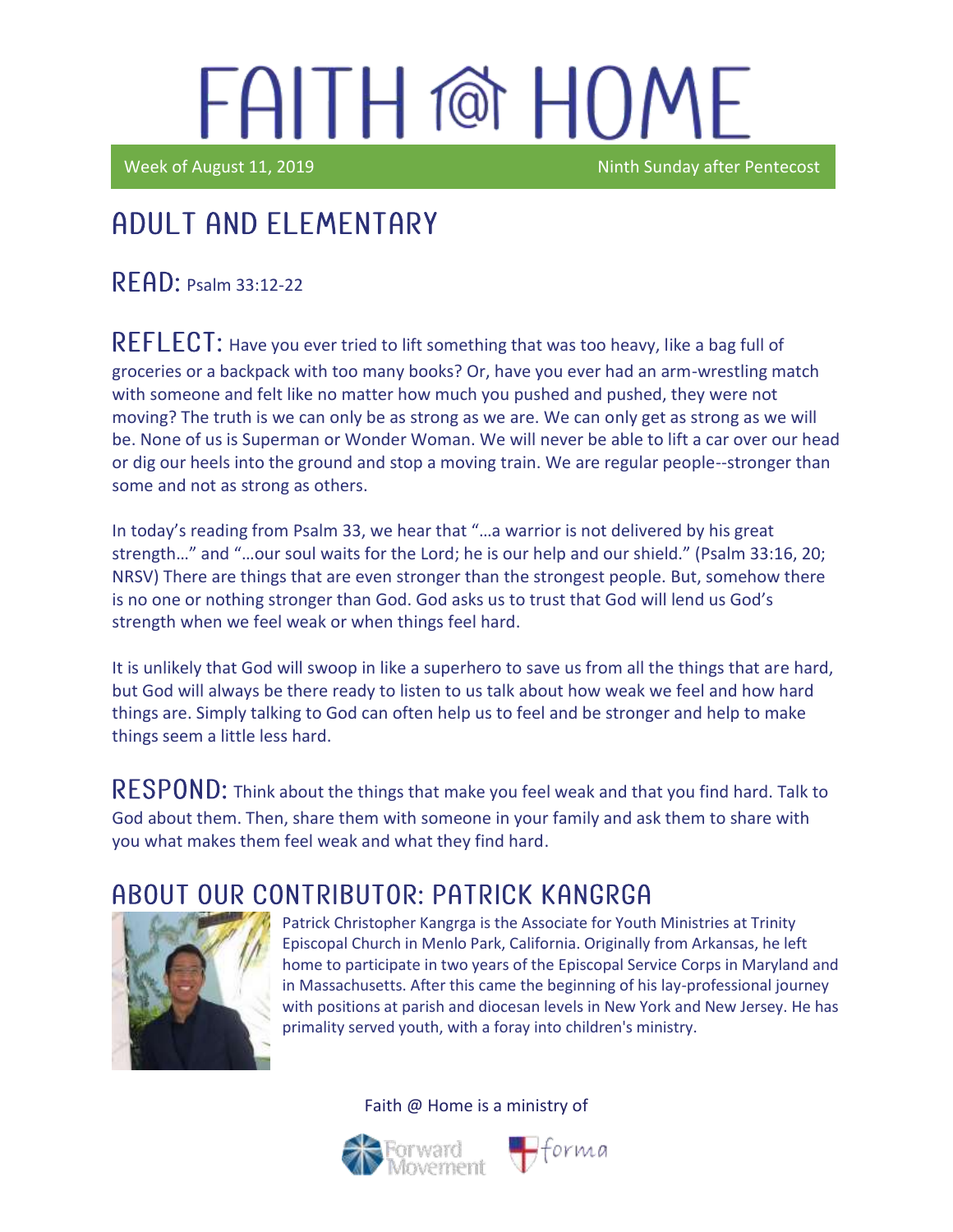# FAITH @ HOME

Week of August 11, 2019 Ninth Sunday after Pentecost

## ADULT AND ELEMENTARY

**READ:** Psalm 33:12-22

**REFLECT:** Have you ever tried to lift something that was too heavy, like a bag full of groceries or a backpack with too many books? Or, have you ever had an arm-wrestling match with someone and felt like no matter how much you pushed and pushed, they were not moving? The truth is we can only be as strong as we are. We can only get as strong as we will be. None of us is Superman or Wonder Woman. We will never be able to lift a car over our head or dig our heels into the ground and stop a moving train. We are regular people--stronger than some and not as strong as others.

In today's reading from Psalm 33, we hear that "…a warrior is not delivered by his great strength…" and "…our soul waits for the Lord; he is our help and our shield." (Psalm 33:16, 20; NRSV) There are things that are even stronger than the strongest people. But, somehow there is no one or nothing stronger than God. God asks us to trust that God will lend us God's strength when we feel weak or when things feel hard.

It is unlikely that God will swoop in like a superhero to save us from all the things that are hard, but God will always be there ready to listen to us talk about how weak we feel and how hard things are. Simply talking to God can often help us to feel and be stronger and help to make things seem a little less hard.

**RESPOND:** Think about the things that make you feel weak and that you find hard. Talk to God about them. Then, share them with someone in your family and ask them to share with you what makes them feel weak and what they find hard.

## ABOUT OUR CONTRIBUTOR: PATRICK KANGRGA

Patrick Christopher Kangrga is the Associate for Youth Ministries at Trinity Episcopal Church in Menlo Park, California. Originally from Arkansas, he left home to participate in two years of the Episcopal Service Corps in Maryland and in Massachusetts. After this came the beginning of his lay-professional journey with positions at parish and diocesan levels in New York and New Jersey. He has primality served youth, with a foray into children's ministry.

Faith @ Home is a ministry of Forward Movement and forma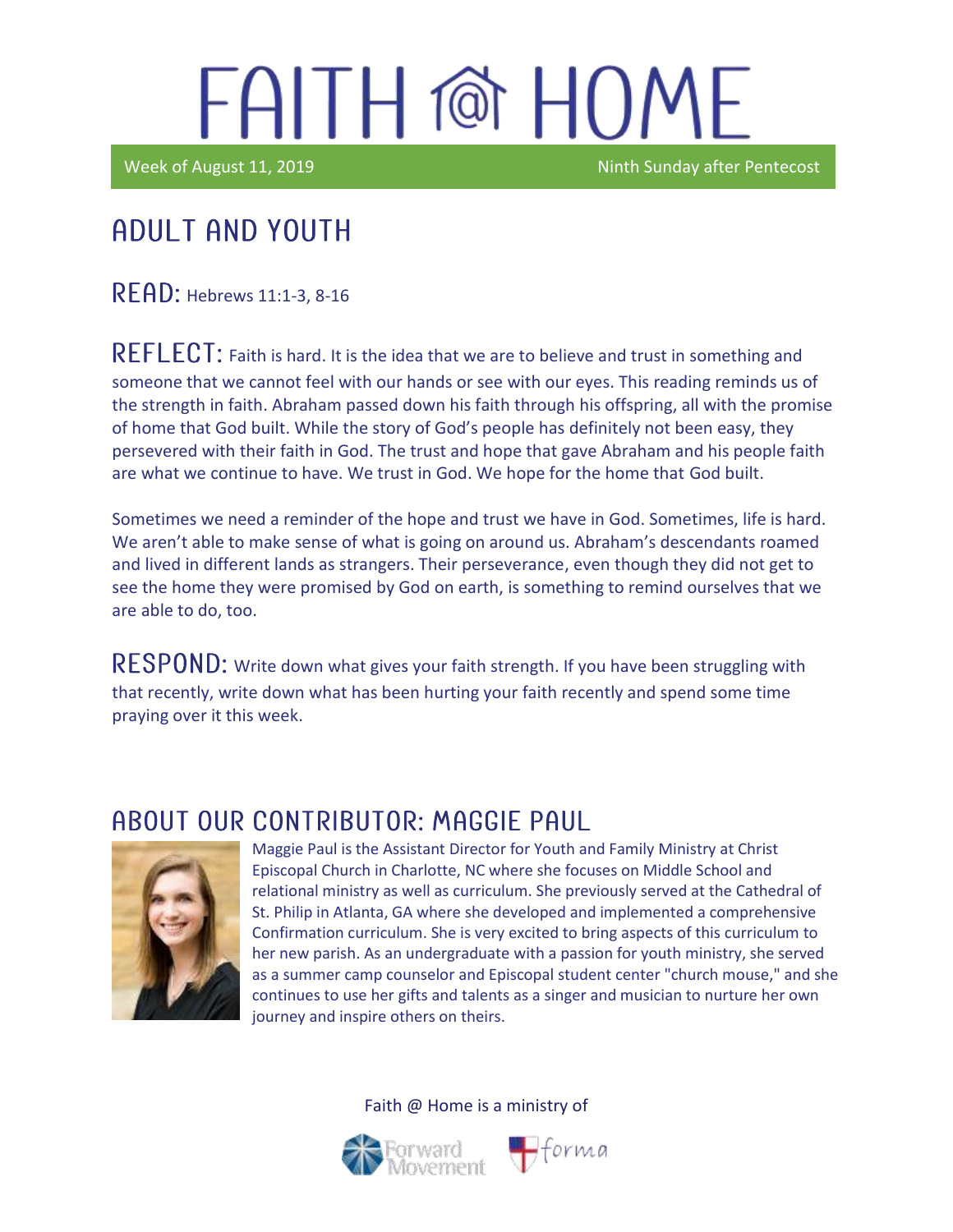# FAITH @ HOME

Week of August 11, 2019 Ninth Sunday after Pentecost

## ADULT AND YOUTH

**READ:** Hebrews 11:1-3, 8-16

**REFLECT:** Faith is hard. It is the idea that we are to believe and trust in something and someone that we cannot feel with our hands or see with our eyes. This reading reminds us of the strength in faith. Abraham passed down his faith through his offspring, all with the promise of home that God built. While the story of God's people has definitely not been easy, they persevered with their faith in God. The trust and hope that gave Abraham and his people faith are what we continue to have. We trust in God. We hope for the home that God built.

Sometimes we need a reminder of the hope and trust we have in God. Sometimes, life is hard. We aren't able to make sense of what is going on around us. Abraham's descendants roamed and lived in different lands as strangers. Their perseverance, even though they did not get to see the home they were promised by God on earth, is something to remind ourselves that we are able to do, too.

**RESPOND:** Write down what gives your faith strength. If you have been struggling with that recently, write down what has been hurting your faith recently and spend some time praying over it this week.

## ABOUT OUR CONTRIBUTOR: MAGGIE PAUL

Maggie Paul is the Assistant Director for Youth and Family Ministry at Christ Episcopal Church in Charlotte, NC where she focuses on Middle School and relational ministry as well as curriculum. She previously served at the Cathedral of St. Philip in Atlanta, GA where she developed and implemented a comprehensive Confirmation curriculum. She is very excited to bring aspects of this curriculum to her new parish. As an undergraduate with a passion for youth ministry, she served as a summer camp counselor and Episcopal student center "church mouse," and she continues to use her gifts and talents as a singer and musician to nurture her own journey and inspire others on theirs.

Faith @ Home is a ministry of Forward Movement and forma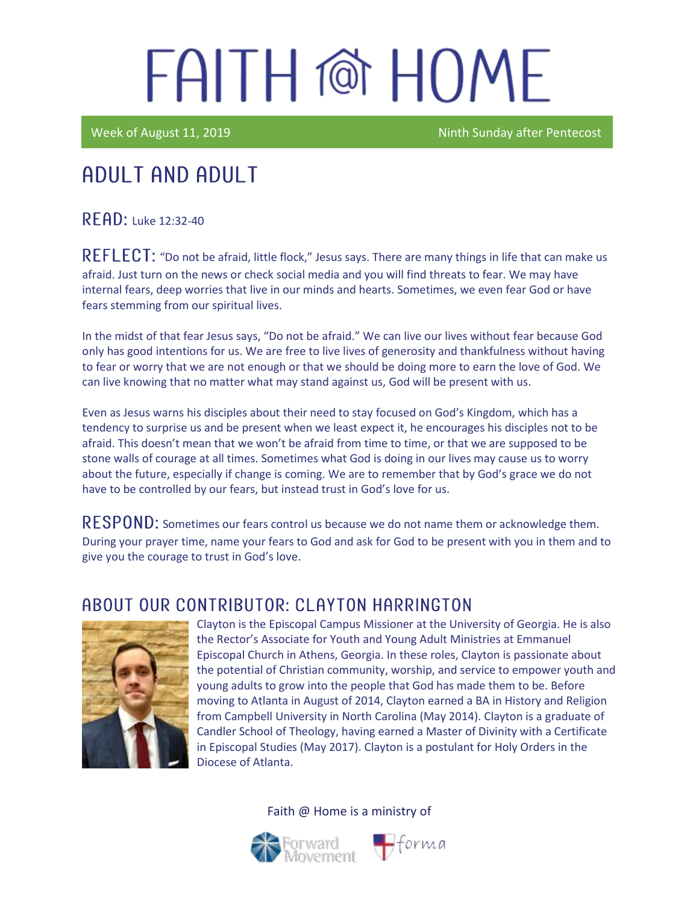# FAITH @ HOME

Week of August 11, 2019 — Ninth Sunday after Pentecost

## ADULT AND ADULT

**READ:** Luke 12:32-40

**REFLECT:** "Do not be afraid, little flock," Jesus says. There are many things in life that can make us afraid. Just turn on the news or check social media and you will find threats to fear. We may have internal fears, deep worries that live in our minds and hearts. Sometimes, we even fear God or have fears stemming from our spiritual lives.

In the midst of that fear Jesus says, "Do not be afraid." We can live our lives without fear because God only has good intentions for us. We are free to live lives of generosity and thankfulness without having to fear or worry that we are not enough or that we should be doing more to earn the love of God. We can live knowing that no matter what may stand against us, God will be present with us.

Even as Jesus warns his disciples about their need to stay focused on God's Kingdom, which has a tendency to surprise us and be present when we least expect it, he encourages his disciples not to be afraid. This doesn't mean that we won't be afraid from time to time, or that we are supposed to be stone walls of courage at all times. Sometimes what God is doing in our lives may cause us to worry about the future, especially if change is coming. We are to remember that by God's grace we do not have to be controlled by our fears, but instead trust in God's love for us.

**RESPOND:** Sometimes our fears control us because we do not name them or acknowledge them. During your prayer time, name your fears to God and ask for God to be present with you in them and to give you the courage to trust in God's love.

## ABOUT OUR CONTRIBUTOR: CLAYTON HARRINGTON

Clayton is the Episcopal Campus Missioner at the University of Georgia. He is also the Rector's Associate for Youth and Young Adult Ministries at Emmanuel Episcopal Church in Athens, Georgia. In these roles, Clayton is passionate about the potential of Christian community, worship, and service to empower youth and young adults to grow into the people that God has made them to be. Before moving to Atlanta in August of 2014, Clayton earned a BA in History and Religion from Campbell University in North Carolina (May 2014). Clayton is a graduate of Candler School of Theology, having earned a Master of Divinity with a Certificate in Episcopal Studies (May 2017). Clayton is a postulant for Holy Orders in the Diocese of Atlanta.

Faith @ Home is a ministry of Forward Movement and forma